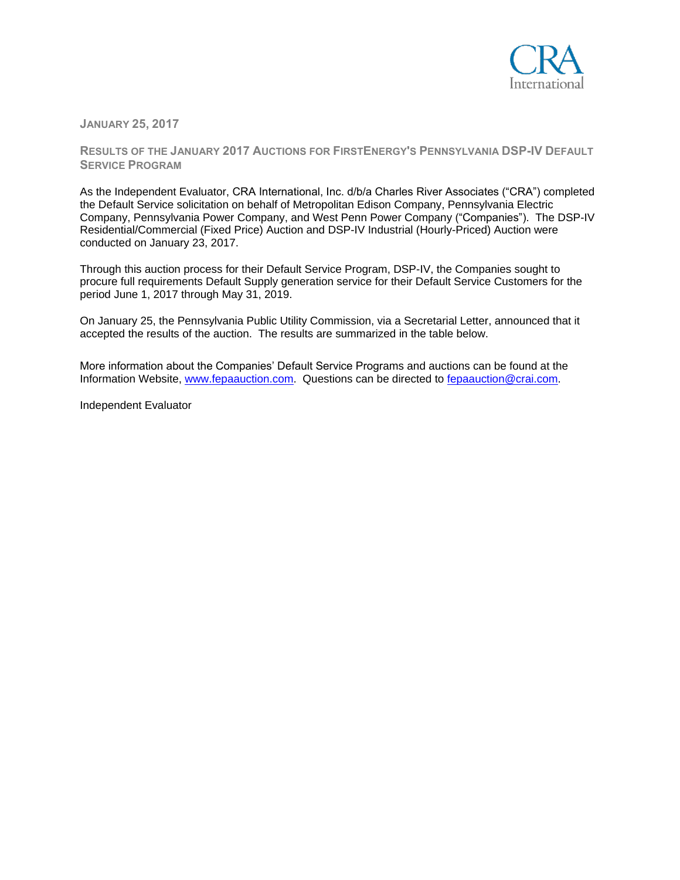**JANUARY 25, 2017**

## RESULTS OF THE JANUARY 2017 AUCTIONS FOR FIRSTENERGY'S PENNSYLVANIA DSP-IV DEFAULT SERVICE PROGRAM

As the Independent Evaluator, CRA International, Inc. d/b/a Charles River Associates ("CRA") completed the Default Service solicitation on behalf of Metropolitan Edison Company, Pennsylvania Electric Company, Pennsylvania Power Company, and West Penn Power Company ("Companies"). The DSP-IV Residential/Commercial (Fixed Price) Auction and DSP-IV Industrial (Hourly-Priced) Auction were conducted on January 23, 2017.

Through this auction process for their Default Service Program, DSP-IV, the Companies sought to procure full requirements Default Supply generation service for their Default Service Customers for the period June 1, 2017 through May 31, 2019.

On January 25, the Pennsylvania Public Utility Commission, via a Secretarial Letter, announced that it accepted the results of the auction. The results are summarized in the table below.

More information about the Companies' Default Service Programs and auctions can be found at the Information Website, www.fepaauction.com. Questions can be directed to fepaauction@crai.com.

Independent Evaluator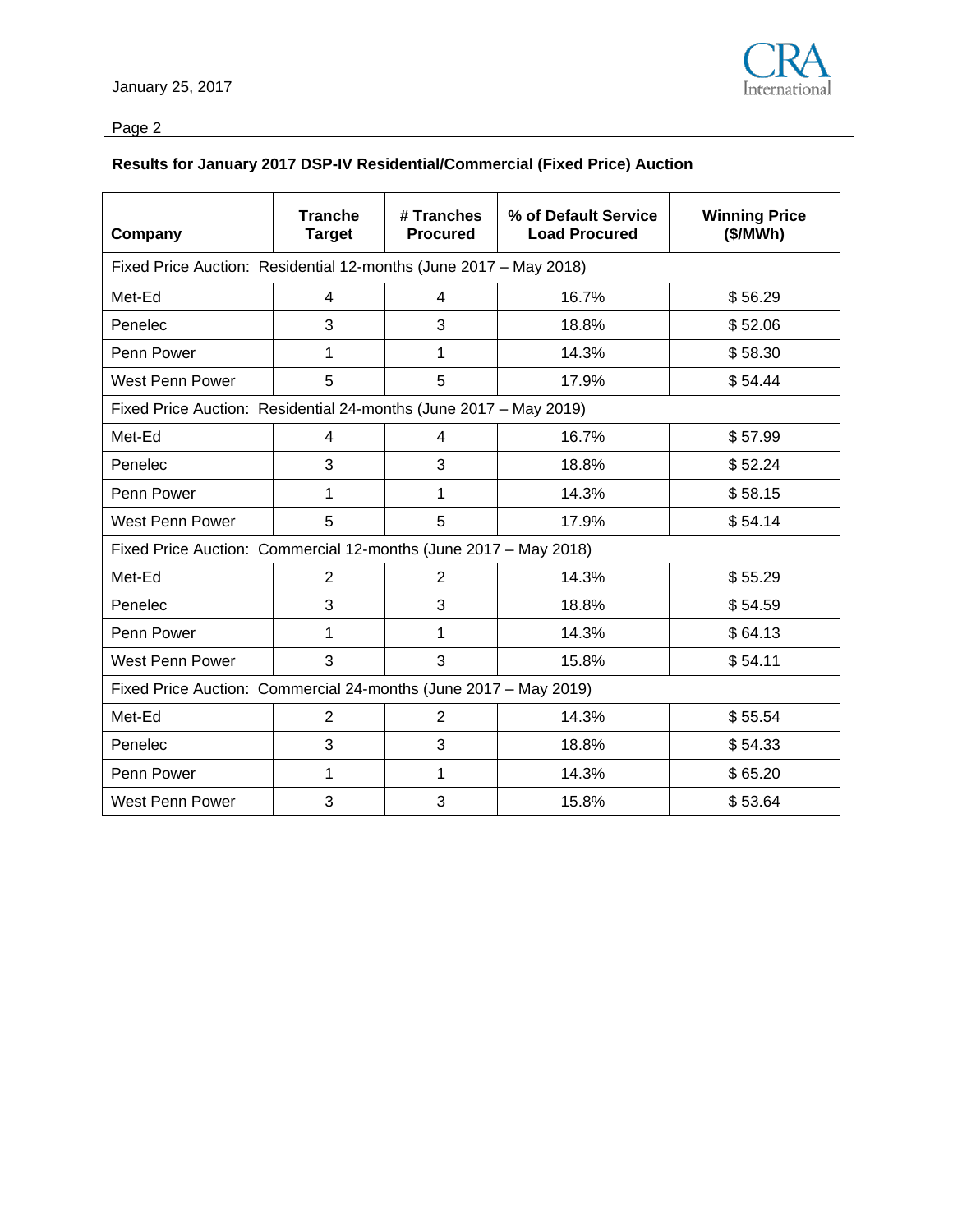January 25, 2017

**Results for January 2017 DSP-IV Residential/Commercial (Fixed Price) Auction**

| Company | Tranche Target | # Tranches Procured | % of Default Service Load Procured | Winning Price ($/MWh) |
|---|---|---|---|---|
| Fixed Price Auction: Residential 12-months (June 2017 – May 2018) | | | | |
| Met-Ed | 4 | 4 | 16.7% | $ 56.29 |
| Penelec | 3 | 3 | 18.8% | $ 52.06 |
| Penn Power | 1 | 1 | 14.3% | $ 58.30 |
| West Penn Power | 5 | 5 | 17.9% | $ 54.44 |
| Fixed Price Auction: Residential 24-months (June 2017 – May 2019) | | | | |
| Met-Ed | 4 | 4 | 16.7% | $ 57.99 |
| Penelec | 3 | 3 | 18.8% | $ 52.24 |
| Penn Power | 1 | 1 | 14.3% | $ 58.15 |
| West Penn Power | 5 | 5 | 17.9% | $ 54.14 |
| Fixed Price Auction: Commercial 12-months (June 2017 – May 2018) | | | | |
| Met-Ed | 2 | 2 | 14.3% | $ 55.29 |
| Penelec | 3 | 3 | 18.8% | $ 54.59 |
| Penn Power | 1 | 1 | 14.3% | $ 64.13 |
| West Penn Power | 3 | 3 | 15.8% | $ 54.11 |
| Fixed Price Auction: Commercial 24-months (June 2017 – May 2019) | | | | |
| Met-Ed | 2 | 2 | 14.3% | $ 55.54 |
| Penelec | 3 | 3 | 18.8% | $ 54.33 |
| Penn Power | 1 | 1 | 14.3% | $ 65.20 |
| West Penn Power | 3 | 3 | 15.8% | $ 53.64 |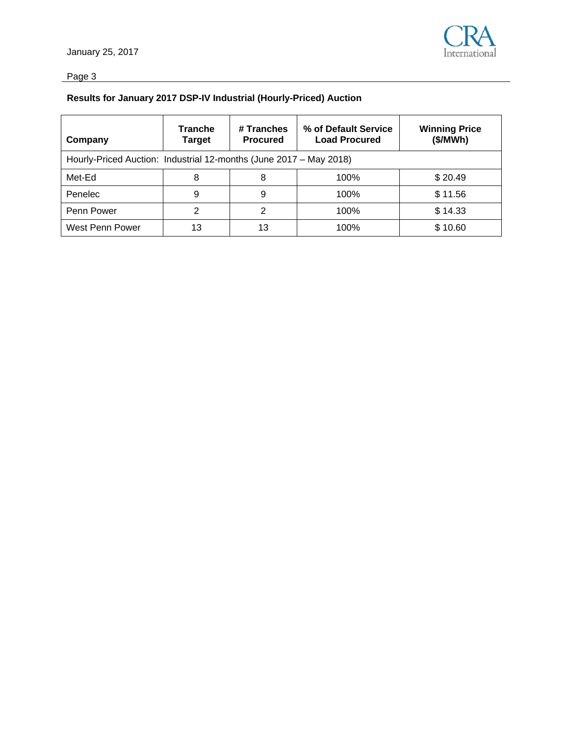**Results for January 2017 DSP-IV Industrial (Hourly-Priced) Auction**

| Company | Tranche Target | # Tranches Procured | % of Default Service Load Procured | Winning Price ($/MWh) |
|---|---|---|---|---|
| Hourly-Priced Auction: Industrial 12-months (June 2017 – May 2018) | | | | |
| Met-Ed | 8 | 8 | 100% | $ 20.49 |
| Penelec | 9 | 9 | 100% | $ 11.56 |
| Penn Power | 2 | 2 | 100% | $ 14.33 |
| West Penn Power | 13 | 13 | 100% | $ 10.60 |